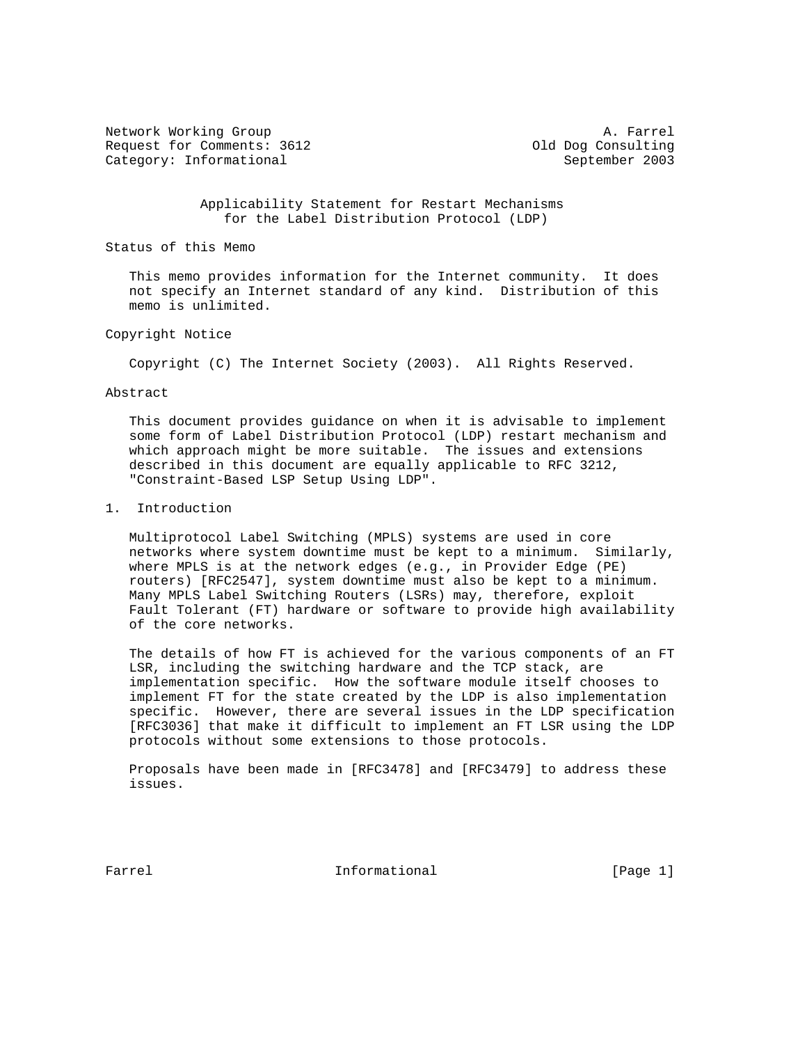Network Working Group                                          A. Farrel
Request for Comments: 3612                           Old Dog Consulting
Category: Informational                                   September 2003

# Applicability Statement for Restart Mechanisms for the Label Distribution Protocol (LDP)

## Status of this Memo

This memo provides information for the Internet community. It does not specify an Internet standard of any kind. Distribution of this memo is unlimited.

## Copyright Notice

Copyright (C) The Internet Society (2003). All Rights Reserved.

## Abstract

This document provides guidance on when it is advisable to implement some form of Label Distribution Protocol (LDP) restart mechanism and which approach might be more suitable. The issues and extensions described in this document are equally applicable to RFC 3212, "Constraint-Based LSP Setup Using LDP".

## 1. Introduction

Multiprotocol Label Switching (MPLS) systems are used in core networks where system downtime must be kept to a minimum. Similarly, where MPLS is at the network edges (e.g., in Provider Edge (PE) routers) [RFC2547], system downtime must also be kept to a minimum. Many MPLS Label Switching Routers (LSRs) may, therefore, exploit Fault Tolerant (FT) hardware or software to provide high availability of the core networks.

The details of how FT is achieved for the various components of an FT LSR, including the switching hardware and the TCP stack, are implementation specific. How the software module itself chooses to implement FT for the state created by the LDP is also implementation specific. However, there are several issues in the LDP specification [RFC3036] that make it difficult to implement an FT LSR using the LDP protocols without some extensions to those protocols.

Proposals have been made in [RFC3478] and [RFC3479] to address these issues.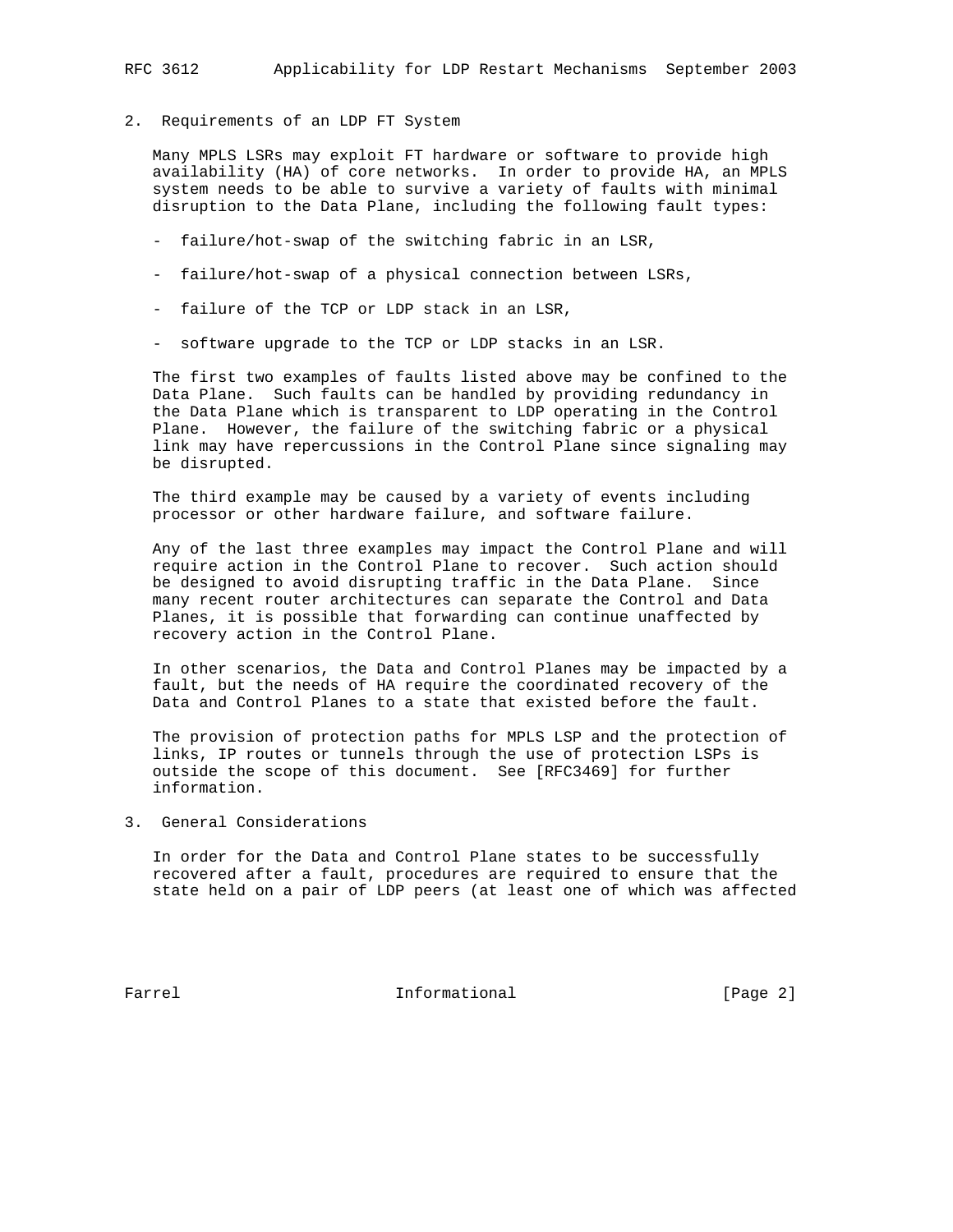## 2. Requirements of an LDP FT System

Many MPLS LSRs may exploit FT hardware or software to provide high availability (HA) of core networks. In order to provide HA, an MPLS system needs to be able to survive a variety of faults with minimal disruption to the Data Plane, including the following fault types:

- failure/hot-swap of the switching fabric in an LSR,
- failure/hot-swap of a physical connection between LSRs,
- failure of the TCP or LDP stack in an LSR,
- software upgrade to the TCP or LDP stacks in an LSR.

The first two examples of faults listed above may be confined to the Data Plane. Such faults can be handled by providing redundancy in the Data Plane which is transparent to LDP operating in the Control Plane. However, the failure of the switching fabric or a physical link may have repercussions in the Control Plane since signaling may be disrupted.

The third example may be caused by a variety of events including processor or other hardware failure, and software failure.

Any of the last three examples may impact the Control Plane and will require action in the Control Plane to recover. Such action should be designed to avoid disrupting traffic in the Data Plane. Since many recent router architectures can separate the Control and Data Planes, it is possible that forwarding can continue unaffected by recovery action in the Control Plane.

In other scenarios, the Data and Control Planes may be impacted by a fault, but the needs of HA require the coordinated recovery of the Data and Control Planes to a state that existed before the fault.

The provision of protection paths for MPLS LSP and the protection of links, IP routes or tunnels through the use of protection LSPs is outside the scope of this document. See [RFC3469] for further information.

## 3. General Considerations

In order for the Data and Control Plane states to be successfully recovered after a fault, procedures are required to ensure that the state held on a pair of LDP peers (at least one of which was affected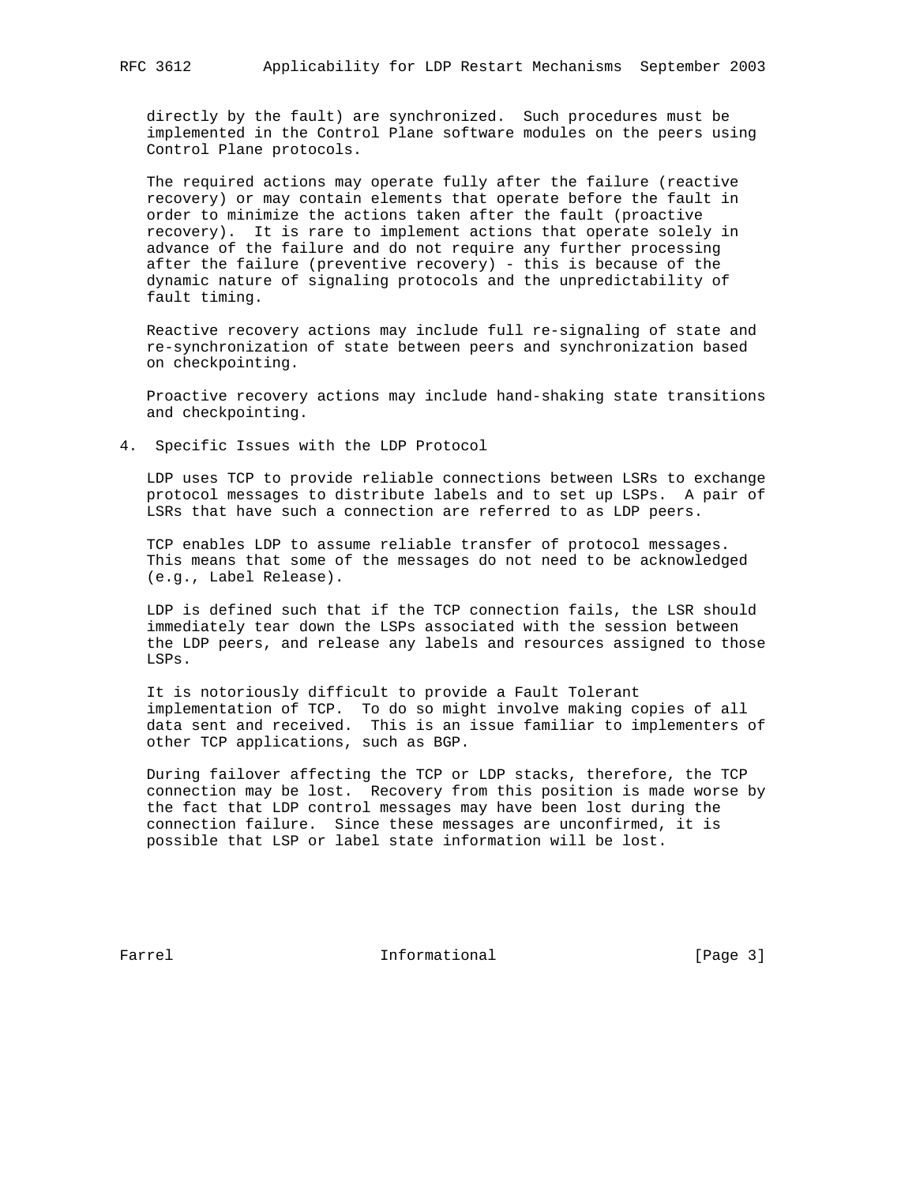directly by the fault) are synchronized. Such procedures must be implemented in the Control Plane software modules on the peers using Control Plane protocols.

The required actions may operate fully after the failure (reactive recovery) or may contain elements that operate before the fault in order to minimize the actions taken after the fault (proactive recovery). It is rare to implement actions that operate solely in advance of the failure and do not require any further processing after the failure (preventive recovery) - this is because of the dynamic nature of signaling protocols and the unpredictability of fault timing.

Reactive recovery actions may include full re-signaling of state and re-synchronization of state between peers and synchronization based on checkpointing.

Proactive recovery actions may include hand-shaking state transitions and checkpointing.

## 4. Specific Issues with the LDP Protocol

LDP uses TCP to provide reliable connections between LSRs to exchange protocol messages to distribute labels and to set up LSPs. A pair of LSRs that have such a connection are referred to as LDP peers.

TCP enables LDP to assume reliable transfer of protocol messages. This means that some of the messages do not need to be acknowledged (e.g., Label Release).

LDP is defined such that if the TCP connection fails, the LSR should immediately tear down the LSPs associated with the session between the LDP peers, and release any labels and resources assigned to those LSPs.

It is notoriously difficult to provide a Fault Tolerant implementation of TCP. To do so might involve making copies of all data sent and received. This is an issue familiar to implementers of other TCP applications, such as BGP.

During failover affecting the TCP or LDP stacks, therefore, the TCP connection may be lost. Recovery from this position is made worse by the fact that LDP control messages may have been lost during the connection failure. Since these messages are unconfirmed, it is possible that LSP or label state information will be lost.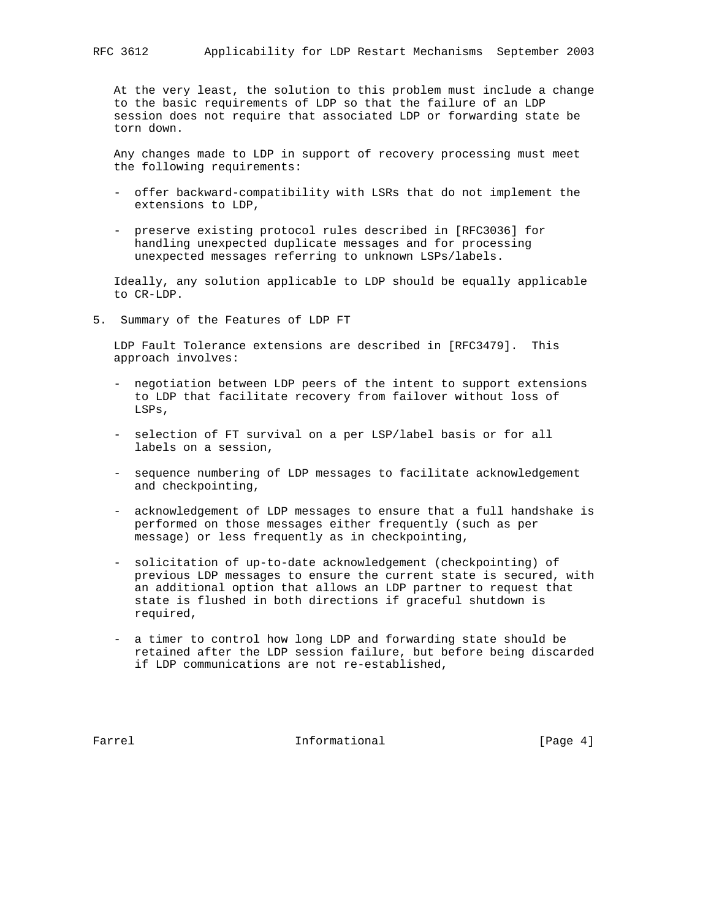At the very least, the solution to this problem must include a change to the basic requirements of LDP so that the failure of an LDP session does not require that associated LDP or forwarding state be torn down.

Any changes made to LDP in support of recovery processing must meet the following requirements:

- offer backward-compatibility with LSRs that do not implement the extensions to LDP,
- preserve existing protocol rules described in [RFC3036] for handling unexpected duplicate messages and for processing unexpected messages referring to unknown LSPs/labels.

Ideally, any solution applicable to LDP should be equally applicable to CR-LDP.

## 5. Summary of the Features of LDP FT

LDP Fault Tolerance extensions are described in [RFC3479]. This approach involves:

- negotiation between LDP peers of the intent to support extensions to LDP that facilitate recovery from failover without loss of LSPs,
- selection of FT survival on a per LSP/label basis or for all labels on a session,
- sequence numbering of LDP messages to facilitate acknowledgement and checkpointing,
- acknowledgement of LDP messages to ensure that a full handshake is performed on those messages either frequently (such as per message) or less frequently as in checkpointing,
- solicitation of up-to-date acknowledgement (checkpointing) of previous LDP messages to ensure the current state is secured, with an additional option that allows an LDP partner to request that state is flushed in both directions if graceful shutdown is required,
- a timer to control how long LDP and forwarding state should be retained after the LDP session failure, but before being discarded if LDP communications are not re-established,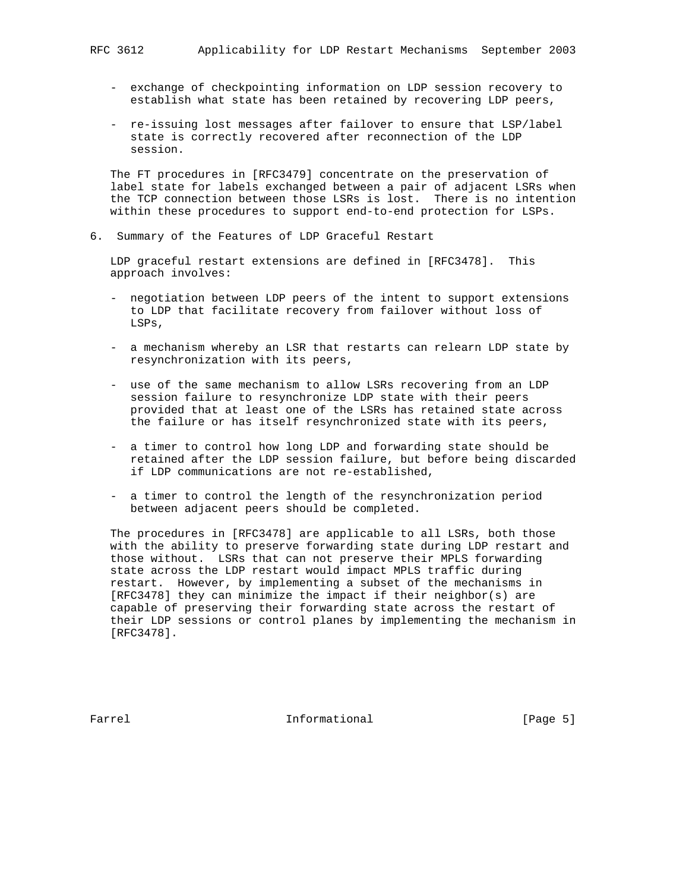- exchange of checkpointing information on LDP session recovery to establish what state has been retained by recovering LDP peers,

- re-issuing lost messages after failover to ensure that LSP/label state is correctly recovered after reconnection of the LDP session.

The FT procedures in [RFC3479] concentrate on the preservation of label state for labels exchanged between a pair of adjacent LSRs when the TCP connection between those LSRs is lost. There is no intention within these procedures to support end-to-end protection for LSPs.

## 6. Summary of the Features of LDP Graceful Restart

LDP graceful restart extensions are defined in [RFC3478]. This approach involves:

- negotiation between LDP peers of the intent to support extensions to LDP that facilitate recovery from failover without loss of LSPs,

- a mechanism whereby an LSR that restarts can relearn LDP state by resynchronization with its peers,

- use of the same mechanism to allow LSRs recovering from an LDP session failure to resynchronize LDP state with their peers provided that at least one of the LSRs has retained state across the failure or has itself resynchronized state with its peers,

- a timer to control how long LDP and forwarding state should be retained after the LDP session failure, but before being discarded if LDP communications are not re-established,

- a timer to control the length of the resynchronization period between adjacent peers should be completed.

The procedures in [RFC3478] are applicable to all LSRs, both those with the ability to preserve forwarding state during LDP restart and those without. LSRs that can not preserve their MPLS forwarding state across the LDP restart would impact MPLS traffic during restart. However, by implementing a subset of the mechanisms in [RFC3478] they can minimize the impact if their neighbor(s) are capable of preserving their forwarding state across the restart of their LDP sessions or control planes by implementing the mechanism in [RFC3478].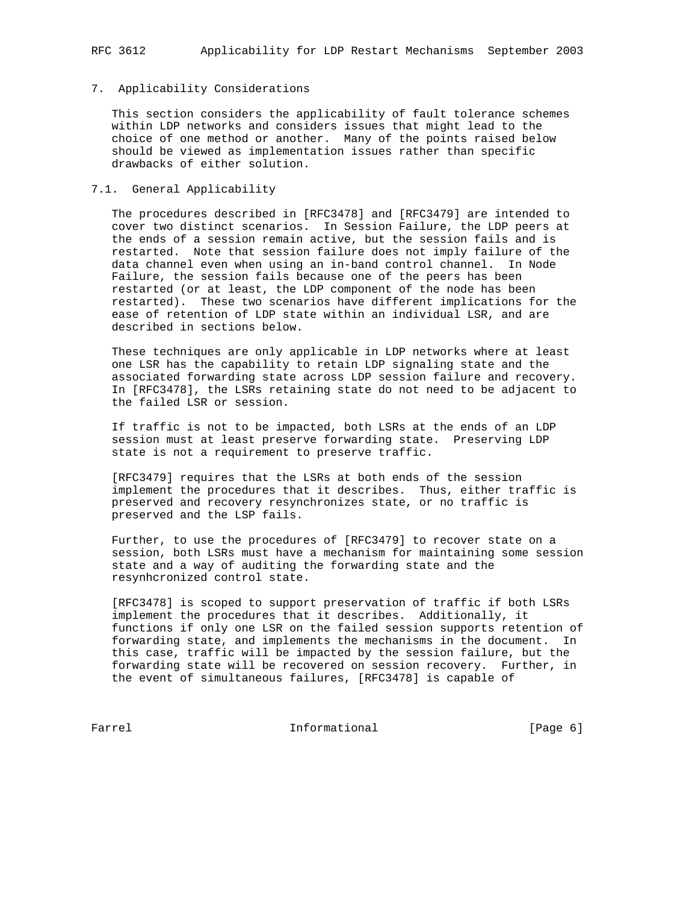## 7. Applicability Considerations

This section considers the applicability of fault tolerance schemes within LDP networks and considers issues that might lead to the choice of one method or another. Many of the points raised below should be viewed as implementation issues rather than specific drawbacks of either solution.

### 7.1. General Applicability

The procedures described in [RFC3478] and [RFC3479] are intended to cover two distinct scenarios. In Session Failure, the LDP peers at the ends of a session remain active, but the session fails and is restarted. Note that session failure does not imply failure of the data channel even when using an in-band control channel. In Node Failure, the session fails because one of the peers has been restarted (or at least, the LDP component of the node has been restarted). These two scenarios have different implications for the ease of retention of LDP state within an individual LSR, and are described in sections below.

These techniques are only applicable in LDP networks where at least one LSR has the capability to retain LDP signaling state and the associated forwarding state across LDP session failure and recovery. In [RFC3478], the LSRs retaining state do not need to be adjacent to the failed LSR or session.

If traffic is not to be impacted, both LSRs at the ends of an LDP session must at least preserve forwarding state. Preserving LDP state is not a requirement to preserve traffic.

[RFC3479] requires that the LSRs at both ends of the session implement the procedures that it describes. Thus, either traffic is preserved and recovery resynchronizes state, or no traffic is preserved and the LSP fails.

Further, to use the procedures of [RFC3479] to recover state on a session, both LSRs must have a mechanism for maintaining some session state and a way of auditing the forwarding state and the resynhcronized control state.

[RFC3478] is scoped to support preservation of traffic if both LSRs implement the procedures that it describes. Additionally, it functions if only one LSR on the failed session supports retention of forwarding state, and implements the mechanisms in the document. In this case, traffic will be impacted by the session failure, but the forwarding state will be recovered on session recovery. Further, in the event of simultaneous failures, [RFC3478] is capable of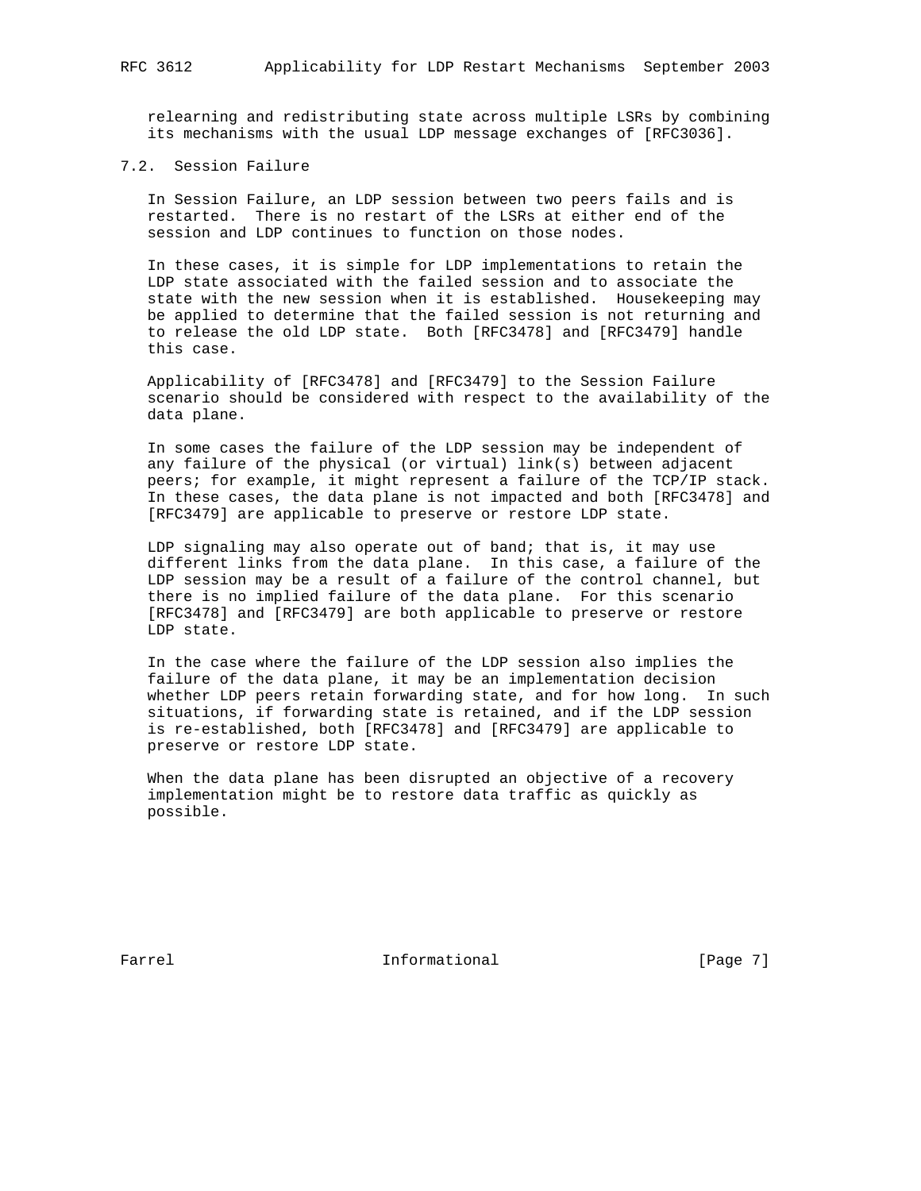relearning and redistributing state across multiple LSRs by combining its mechanisms with the usual LDP message exchanges of [RFC3036].

### 7.2. Session Failure

In Session Failure, an LDP session between two peers fails and is restarted. There is no restart of the LSRs at either end of the session and LDP continues to function on those nodes.

In these cases, it is simple for LDP implementations to retain the LDP state associated with the failed session and to associate the state with the new session when it is established. Housekeeping may be applied to determine that the failed session is not returning and to release the old LDP state. Both [RFC3478] and [RFC3479] handle this case.

Applicability of [RFC3478] and [RFC3479] to the Session Failure scenario should be considered with respect to the availability of the data plane.

In some cases the failure of the LDP session may be independent of any failure of the physical (or virtual) link(s) between adjacent peers; for example, it might represent a failure of the TCP/IP stack. In these cases, the data plane is not impacted and both [RFC3478] and [RFC3479] are applicable to preserve or restore LDP state.

LDP signaling may also operate out of band; that is, it may use different links from the data plane. In this case, a failure of the LDP session may be a result of a failure of the control channel, but there is no implied failure of the data plane. For this scenario [RFC3478] and [RFC3479] are both applicable to preserve or restore LDP state.

In the case where the failure of the LDP session also implies the failure of the data plane, it may be an implementation decision whether LDP peers retain forwarding state, and for how long. In such situations, if forwarding state is retained, and if the LDP session is re-established, both [RFC3478] and [RFC3479] are applicable to preserve or restore LDP state.

When the data plane has been disrupted an objective of a recovery implementation might be to restore data traffic as quickly as possible.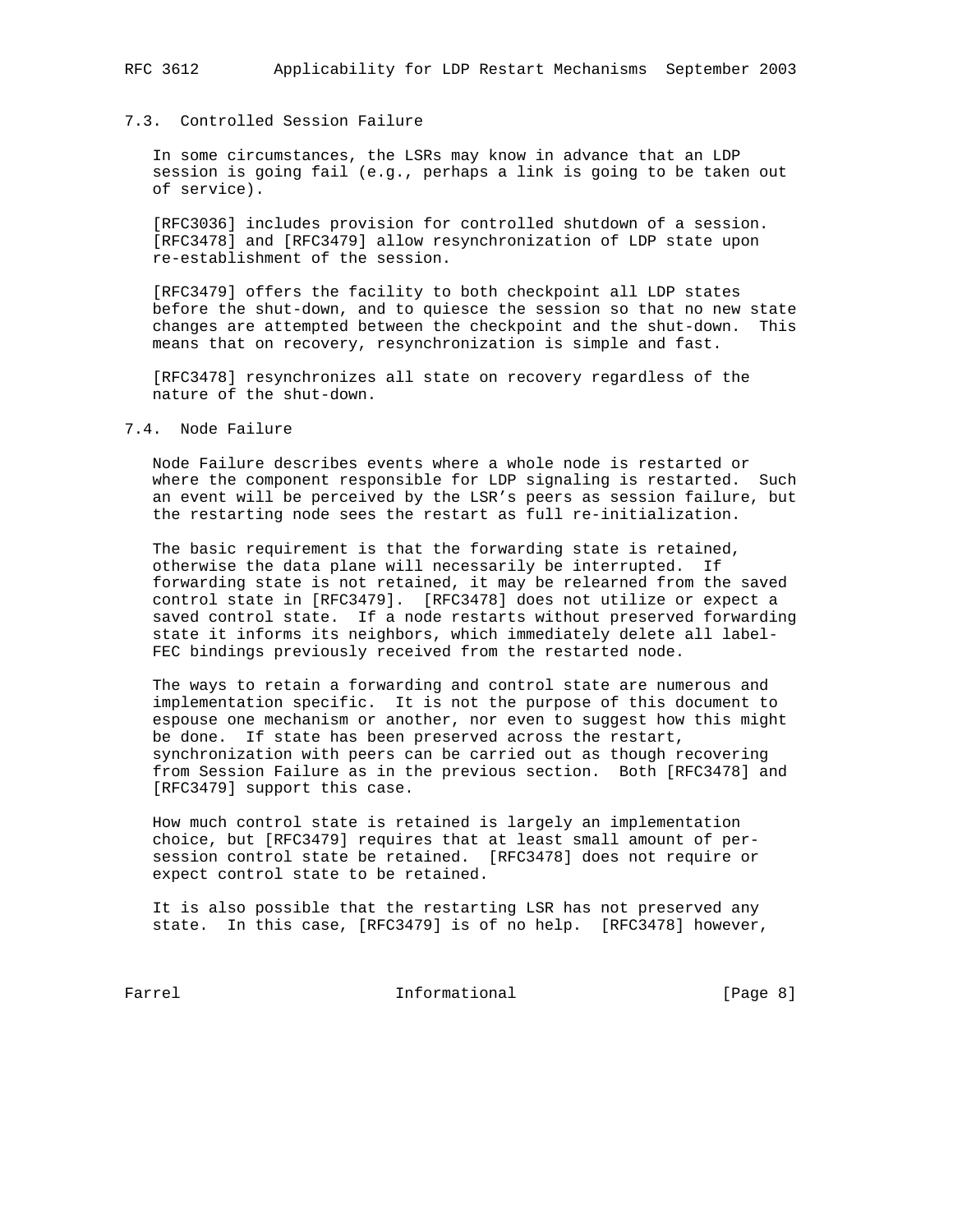### 7.3. Controlled Session Failure

In some circumstances, the LSRs may know in advance that an LDP session is going fail (e.g., perhaps a link is going to be taken out of service).

[RFC3036] includes provision for controlled shutdown of a session. [RFC3478] and [RFC3479] allow resynchronization of LDP state upon re-establishment of the session.

[RFC3479] offers the facility to both checkpoint all LDP states before the shut-down, and to quiesce the session so that no new state changes are attempted between the checkpoint and the shut-down. This means that on recovery, resynchronization is simple and fast.

[RFC3478] resynchronizes all state on recovery regardless of the nature of the shut-down.

### 7.4. Node Failure

Node Failure describes events where a whole node is restarted or where the component responsible for LDP signaling is restarted. Such an event will be perceived by the LSR's peers as session failure, but the restarting node sees the restart as full re-initialization.

The basic requirement is that the forwarding state is retained, otherwise the data plane will necessarily be interrupted. If forwarding state is not retained, it may be relearned from the saved control state in [RFC3479]. [RFC3478] does not utilize or expect a saved control state. If a node restarts without preserved forwarding state it informs its neighbors, which immediately delete all label-FEC bindings previously received from the restarted node.

The ways to retain a forwarding and control state are numerous and implementation specific. It is not the purpose of this document to espouse one mechanism or another, nor even to suggest how this might be done. If state has been preserved across the restart, synchronization with peers can be carried out as though recovering from Session Failure as in the previous section. Both [RFC3478] and [RFC3479] support this case.

How much control state is retained is largely an implementation choice, but [RFC3479] requires that at least small amount of per-session control state be retained. [RFC3478] does not require or expect control state to be retained.

It is also possible that the restarting LSR has not preserved any state. In this case, [RFC3479] is of no help. [RFC3478] however,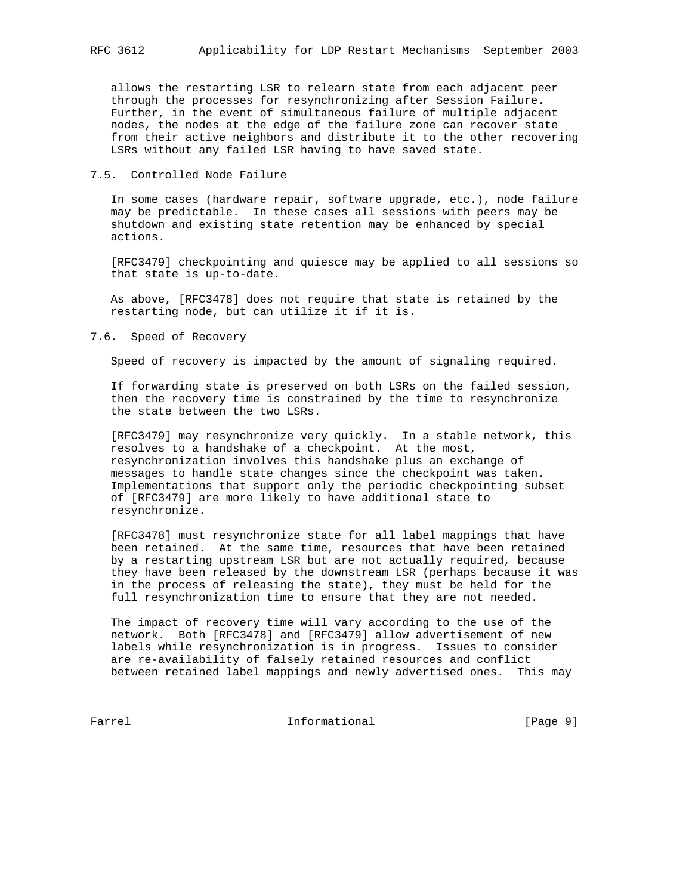allows the restarting LSR to relearn state from each adjacent peer through the processes for resynchronizing after Session Failure. Further, in the event of simultaneous failure of multiple adjacent nodes, the nodes at the edge of the failure zone can recover state from their active neighbors and distribute it to the other recovering LSRs without any failed LSR having to have saved state.

## 7.5. Controlled Node Failure

In some cases (hardware repair, software upgrade, etc.), node failure may be predictable. In these cases all sessions with peers may be shutdown and existing state retention may be enhanced by special actions.

[RFC3479] checkpointing and quiesce may be applied to all sessions so that state is up-to-date.

As above, [RFC3478] does not require that state is retained by the restarting node, but can utilize it if it is.

## 7.6. Speed of Recovery

Speed of recovery is impacted by the amount of signaling required.

If forwarding state is preserved on both LSRs on the failed session, then the recovery time is constrained by the time to resynchronize the state between the two LSRs.

[RFC3479] may resynchronize very quickly. In a stable network, this resolves to a handshake of a checkpoint. At the most, resynchronization involves this handshake plus an exchange of messages to handle state changes since the checkpoint was taken. Implementations that support only the periodic checkpointing subset of [RFC3479] are more likely to have additional state to resynchronize.

[RFC3478] must resynchronize state for all label mappings that have been retained. At the same time, resources that have been retained by a restarting upstream LSR but are not actually required, because they have been released by the downstream LSR (perhaps because it was in the process of releasing the state), they must be held for the full resynchronization time to ensure that they are not needed.

The impact of recovery time will vary according to the use of the network. Both [RFC3478] and [RFC3479] allow advertisement of new labels while resynchronization is in progress. Issues to consider are re-availability of falsely retained resources and conflict between retained label mappings and newly advertised ones. This may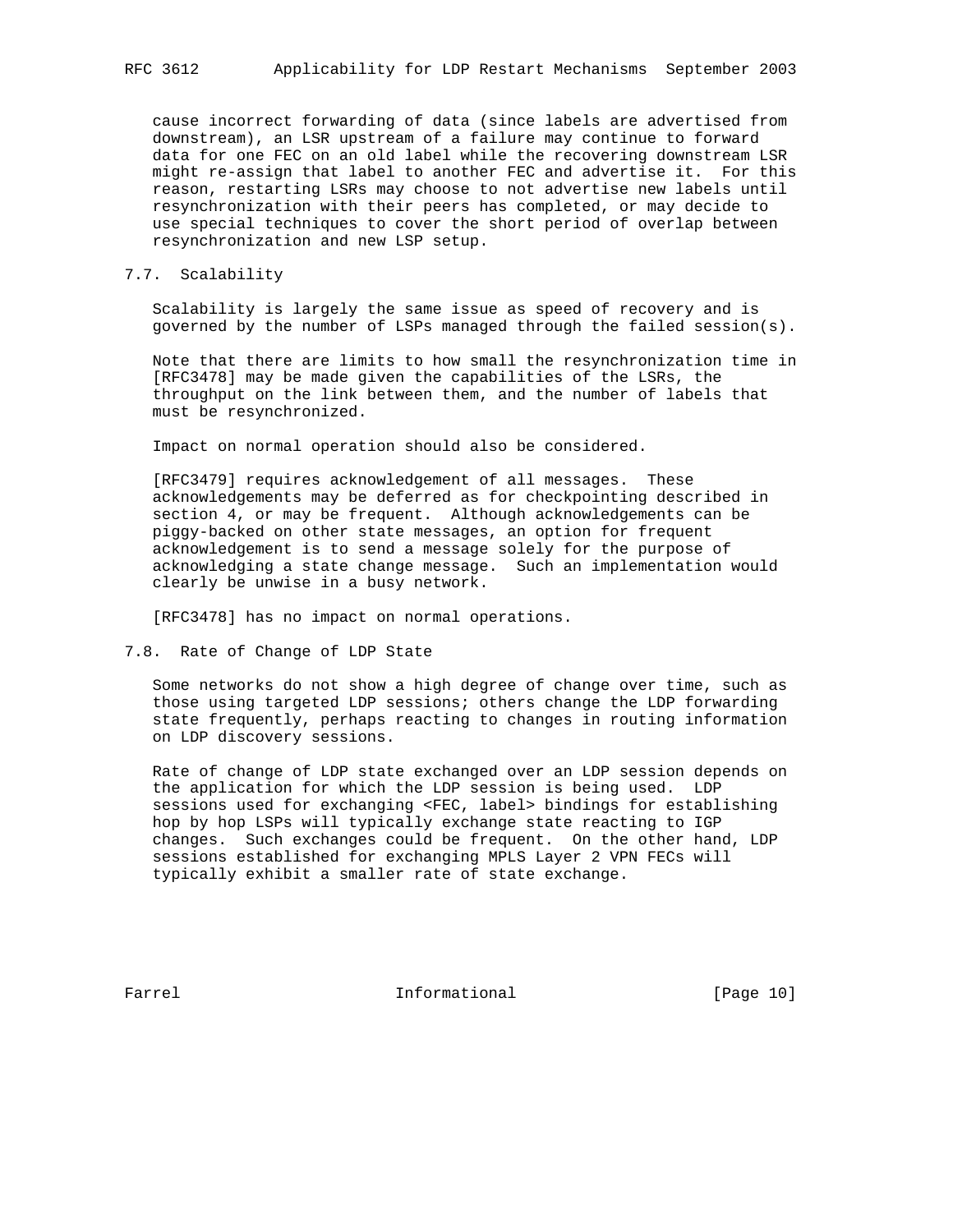cause incorrect forwarding of data (since labels are advertised from downstream), an LSR upstream of a failure may continue to forward data for one FEC on an old label while the recovering downstream LSR might re-assign that label to another FEC and advertise it. For this reason, restarting LSRs may choose to not advertise new labels until resynchronization with their peers has completed, or may decide to use special techniques to cover the short period of overlap between resynchronization and new LSP setup.

## 7.7. Scalability

Scalability is largely the same issue as speed of recovery and is governed by the number of LSPs managed through the failed session(s).

Note that there are limits to how small the resynchronization time in [RFC3478] may be made given the capabilities of the LSRs, the throughput on the link between them, and the number of labels that must be resynchronized.

Impact on normal operation should also be considered.

[RFC3479] requires acknowledgement of all messages. These acknowledgements may be deferred as for checkpointing described in section 4, or may be frequent. Although acknowledgements can be piggy-backed on other state messages, an option for frequent acknowledgement is to send a message solely for the purpose of acknowledging a state change message. Such an implementation would clearly be unwise in a busy network.

[RFC3478] has no impact on normal operations.

## 7.8. Rate of Change of LDP State

Some networks do not show a high degree of change over time, such as those using targeted LDP sessions; others change the LDP forwarding state frequently, perhaps reacting to changes in routing information on LDP discovery sessions.

Rate of change of LDP state exchanged over an LDP session depends on the application for which the LDP session is being used. LDP sessions used for exchanging <FEC, label> bindings for establishing hop by hop LSPs will typically exchange state reacting to IGP changes. Such exchanges could be frequent. On the other hand, LDP sessions established for exchanging MPLS Layer 2 VPN FECs will typically exhibit a smaller rate of state exchange.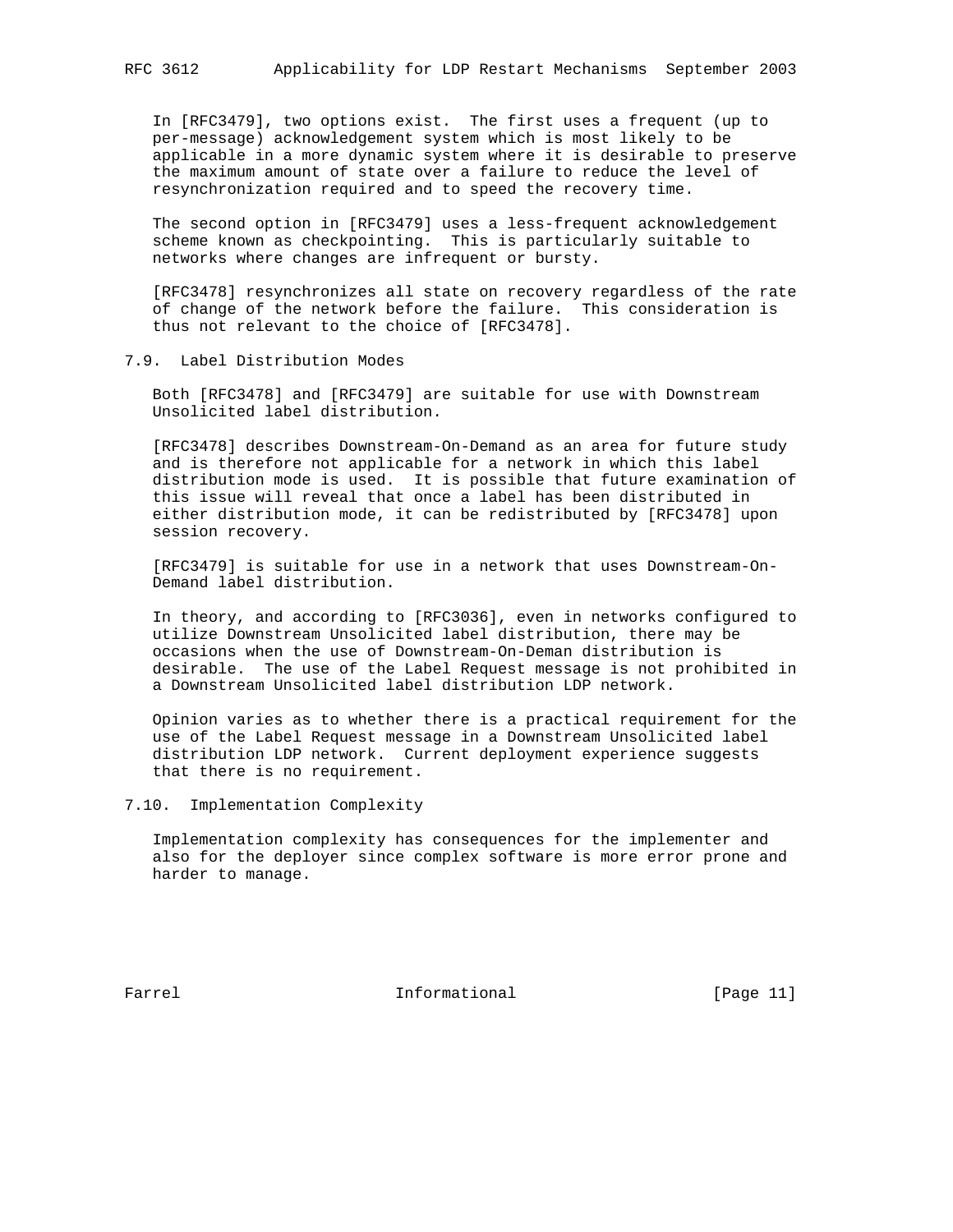In [RFC3479], two options exist. The first uses a frequent (up to per-message) acknowledgement system which is most likely to be applicable in a more dynamic system where it is desirable to preserve the maximum amount of state over a failure to reduce the level of resynchronization required and to speed the recovery time.

The second option in [RFC3479] uses a less-frequent acknowledgement scheme known as checkpointing. This is particularly suitable to networks where changes are infrequent or bursty.

[RFC3478] resynchronizes all state on recovery regardless of the rate of change of the network before the failure. This consideration is thus not relevant to the choice of [RFC3478].

### 7.9. Label Distribution Modes

Both [RFC3478] and [RFC3479] are suitable for use with Downstream Unsolicited label distribution.

[RFC3478] describes Downstream-On-Demand as an area for future study and is therefore not applicable for a network in which this label distribution mode is used. It is possible that future examination of this issue will reveal that once a label has been distributed in either distribution mode, it can be redistributed by [RFC3478] upon session recovery.

[RFC3479] is suitable for use in a network that uses Downstream-On-Demand label distribution.

In theory, and according to [RFC3036], even in networks configured to utilize Downstream Unsolicited label distribution, there may be occasions when the use of Downstream-On-Deman distribution is desirable. The use of the Label Request message is not prohibited in a Downstream Unsolicited label distribution LDP network.

Opinion varies as to whether there is a practical requirement for the use of the Label Request message in a Downstream Unsolicited label distribution LDP network. Current deployment experience suggests that there is no requirement.

### 7.10. Implementation Complexity

Implementation complexity has consequences for the implementer and also for the deployer since complex software is more error prone and harder to manage.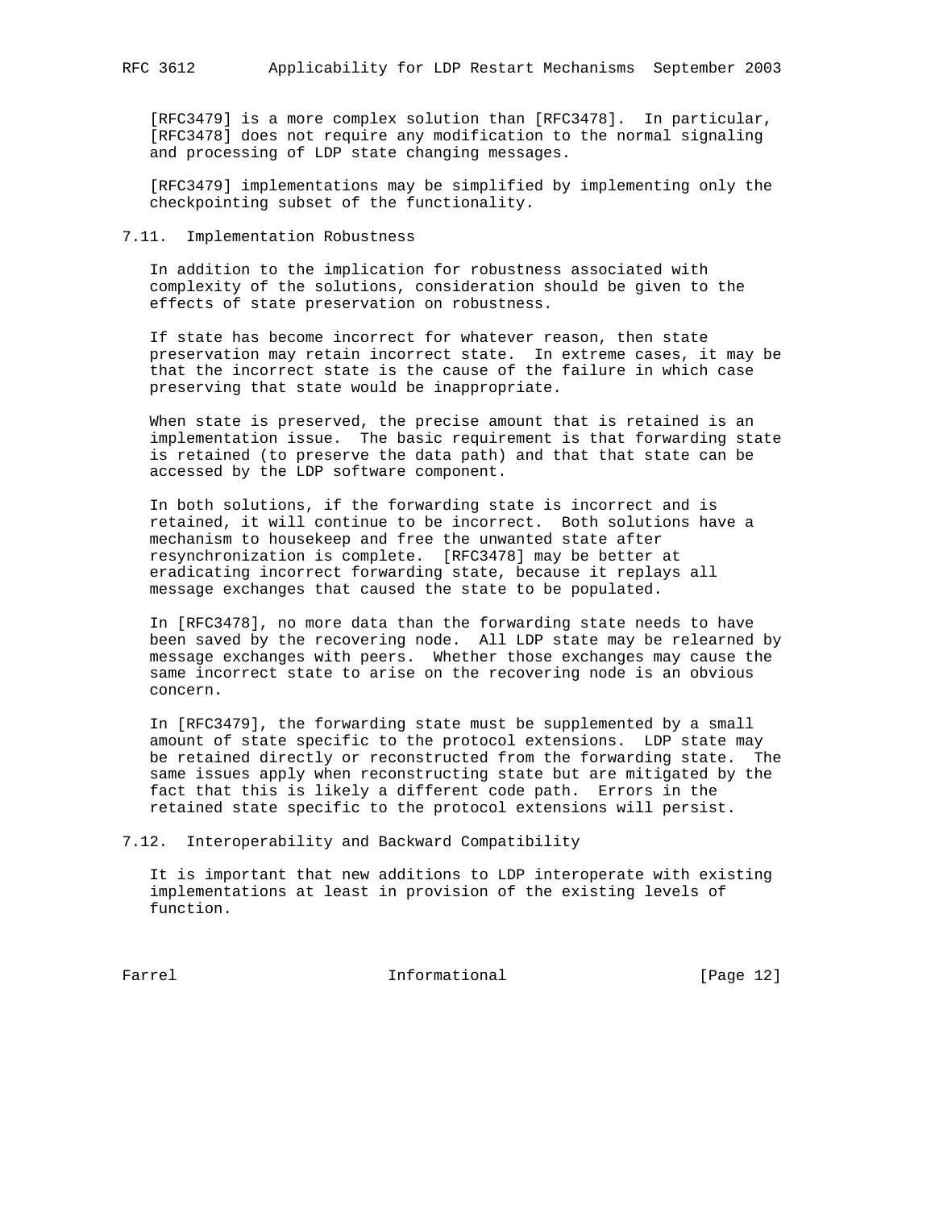[RFC3479] is a more complex solution than [RFC3478]. In particular, [RFC3478] does not require any modification to the normal signaling and processing of LDP state changing messages.

[RFC3479] implementations may be simplified by implementing only the checkpointing subset of the functionality.

### 7.11. Implementation Robustness

In addition to the implication for robustness associated with complexity of the solutions, consideration should be given to the effects of state preservation on robustness.

If state has become incorrect for whatever reason, then state preservation may retain incorrect state. In extreme cases, it may be that the incorrect state is the cause of the failure in which case preserving that state would be inappropriate.

When state is preserved, the precise amount that is retained is an implementation issue. The basic requirement is that forwarding state is retained (to preserve the data path) and that that state can be accessed by the LDP software component.

In both solutions, if the forwarding state is incorrect and is retained, it will continue to be incorrect. Both solutions have a mechanism to housekeep and free the unwanted state after resynchronization is complete. [RFC3478] may be better at eradicating incorrect forwarding state, because it replays all message exchanges that caused the state to be populated.

In [RFC3478], no more data than the forwarding state needs to have been saved by the recovering node. All LDP state may be relearned by message exchanges with peers. Whether those exchanges may cause the same incorrect state to arise on the recovering node is an obvious concern.

In [RFC3479], the forwarding state must be supplemented by a small amount of state specific to the protocol extensions. LDP state may be retained directly or reconstructed from the forwarding state. The same issues apply when reconstructing state but are mitigated by the fact that this is likely a different code path. Errors in the retained state specific to the protocol extensions will persist.

### 7.12. Interoperability and Backward Compatibility

It is important that new additions to LDP interoperate with existing implementations at least in provision of the existing levels of function.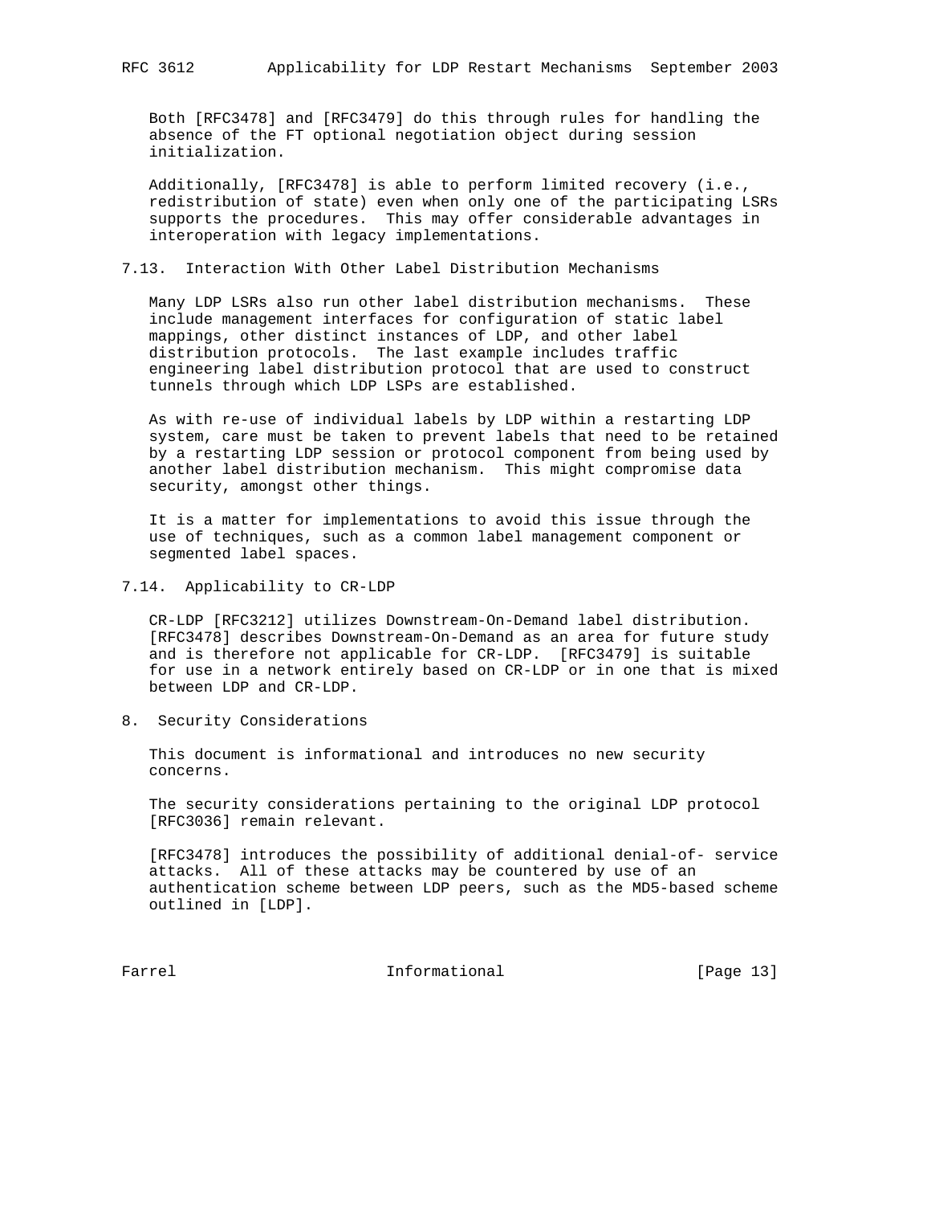Both [RFC3478] and [RFC3479] do this through rules for handling the absence of the FT optional negotiation object during session initialization.

Additionally, [RFC3478] is able to perform limited recovery (i.e., redistribution of state) even when only one of the participating LSRs supports the procedures. This may offer considerable advantages in interoperation with legacy implementations.

### 7.13. Interaction With Other Label Distribution Mechanisms

Many LDP LSRs also run other label distribution mechanisms. These include management interfaces for configuration of static label mappings, other distinct instances of LDP, and other label distribution protocols. The last example includes traffic engineering label distribution protocol that are used to construct tunnels through which LDP LSPs are established.

As with re-use of individual labels by LDP within a restarting LDP system, care must be taken to prevent labels that need to be retained by a restarting LDP session or protocol component from being used by another label distribution mechanism. This might compromise data security, amongst other things.

It is a matter for implementations to avoid this issue through the use of techniques, such as a common label management component or segmented label spaces.

### 7.14. Applicability to CR-LDP

CR-LDP [RFC3212] utilizes Downstream-On-Demand label distribution. [RFC3478] describes Downstream-On-Demand as an area for future study and is therefore not applicable for CR-LDP. [RFC3479] is suitable for use in a network entirely based on CR-LDP or in one that is mixed between LDP and CR-LDP.

## 8. Security Considerations

This document is informational and introduces no new security concerns.

The security considerations pertaining to the original LDP protocol [RFC3036] remain relevant.

[RFC3478] introduces the possibility of additional denial-of- service attacks. All of these attacks may be countered by use of an authentication scheme between LDP peers, such as the MD5-based scheme outlined in [LDP].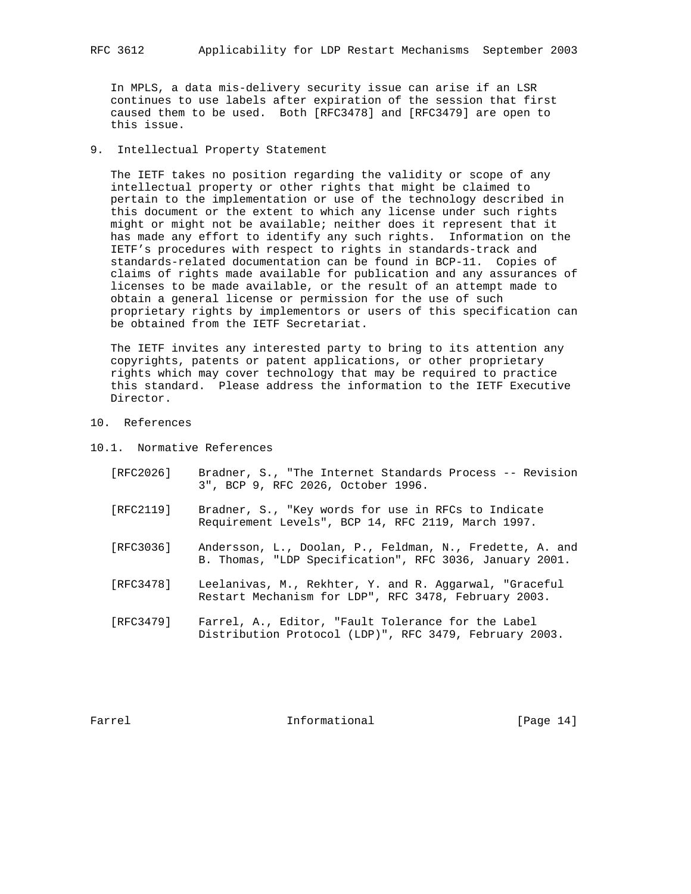In MPLS, a data mis-delivery security issue can arise if an LSR continues to use labels after expiration of the session that first caused them to be used. Both [RFC3478] and [RFC3479] are open to this issue.

## 9. Intellectual Property Statement

The IETF takes no position regarding the validity or scope of any intellectual property or other rights that might be claimed to pertain to the implementation or use of the technology described in this document or the extent to which any license under such rights might or might not be available; neither does it represent that it has made any effort to identify any such rights. Information on the IETF's procedures with respect to rights in standards-track and standards-related documentation can be found in BCP-11. Copies of claims of rights made available for publication and any assurances of licenses to be made available, or the result of an attempt made to obtain a general license or permission for the use of such proprietary rights by implementors or users of this specification can be obtained from the IETF Secretariat.

The IETF invites any interested party to bring to its attention any copyrights, patents or patent applications, or other proprietary rights which may cover technology that may be required to practice this standard. Please address the information to the IETF Executive Director.

## 10. References

### 10.1. Normative References

[RFC2026] Bradner, S., "The Internet Standards Process -- Revision 3", BCP 9, RFC 2026, October 1996.

[RFC2119] Bradner, S., "Key words for use in RFCs to Indicate Requirement Levels", BCP 14, RFC 2119, March 1997.

[RFC3036] Andersson, L., Doolan, P., Feldman, N., Fredette, A. and B. Thomas, "LDP Specification", RFC 3036, January 2001.

[RFC3478] Leelanivas, M., Rekhter, Y. and R. Aggarwal, "Graceful Restart Mechanism for LDP", RFC 3478, February 2003.

[RFC3479] Farrel, A., Editor, "Fault Tolerance for the Label Distribution Protocol (LDP)", RFC 3479, February 2003.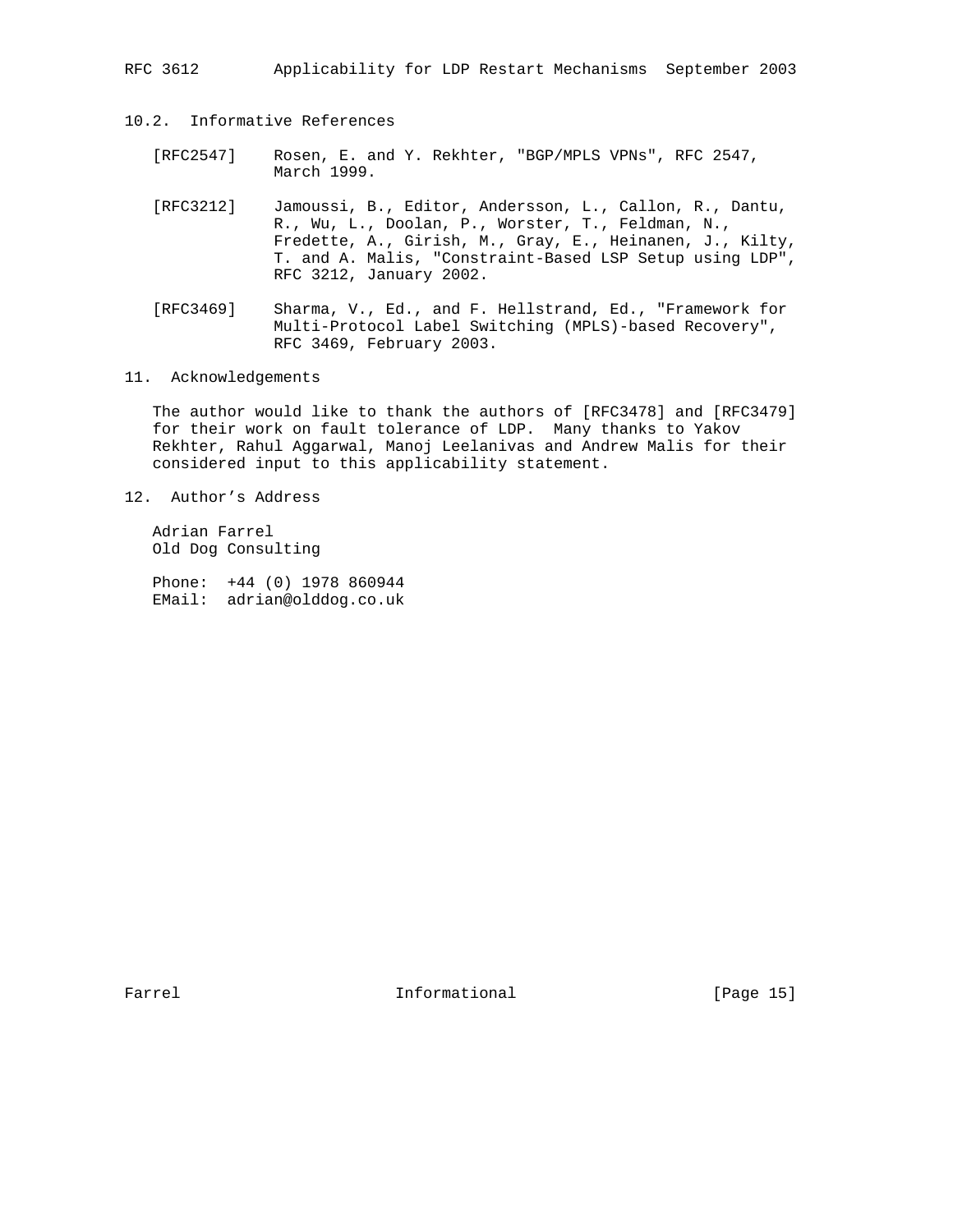### 10.2. Informative References

[RFC2547] Rosen, E. and Y. Rekhter, "BGP/MPLS VPNs", RFC 2547, March 1999.

[RFC3212] Jamoussi, B., Editor, Andersson, L., Callon, R., Dantu, R., Wu, L., Doolan, P., Worster, T., Feldman, N., Fredette, A., Girish, M., Gray, E., Heinanen, J., Kilty, T. and A. Malis, "Constraint-Based LSP Setup using LDP", RFC 3212, January 2002.

[RFC3469] Sharma, V., Ed., and F. Hellstrand, Ed., "Framework for Multi-Protocol Label Switching (MPLS)-based Recovery", RFC 3469, February 2003.

## 11. Acknowledgements

The author would like to thank the authors of [RFC3478] and [RFC3479] for their work on fault tolerance of LDP. Many thanks to Yakov Rekhter, Rahul Aggarwal, Manoj Leelanivas and Andrew Malis for their considered input to this applicability statement.

## 12. Author's Address

Adrian Farrel
Old Dog Consulting

Phone: +44 (0) 1978 860944
EMail: adrian@olddog.co.uk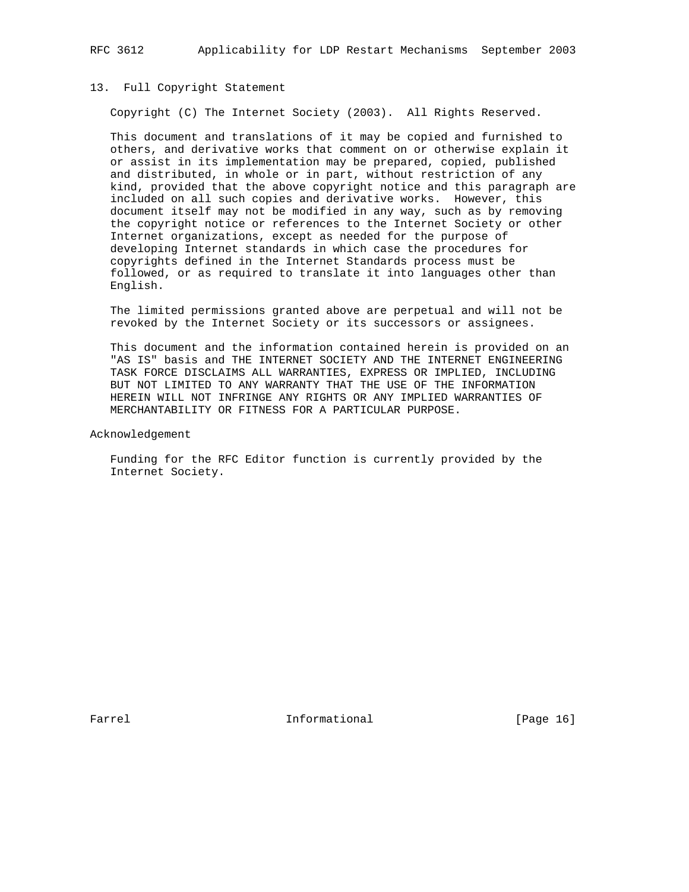## 13. Full Copyright Statement

Copyright (C) The Internet Society (2003). All Rights Reserved.

This document and translations of it may be copied and furnished to others, and derivative works that comment on or otherwise explain it or assist in its implementation may be prepared, copied, published and distributed, in whole or in part, without restriction of any kind, provided that the above copyright notice and this paragraph are included on all such copies and derivative works. However, this document itself may not be modified in any way, such as by removing the copyright notice or references to the Internet Society or other Internet organizations, except as needed for the purpose of developing Internet standards in which case the procedures for copyrights defined in the Internet Standards process must be followed, or as required to translate it into languages other than English.

The limited permissions granted above are perpetual and will not be revoked by the Internet Society or its successors or assignees.

This document and the information contained herein is provided on an "AS IS" basis and THE INTERNET SOCIETY AND THE INTERNET ENGINEERING TASK FORCE DISCLAIMS ALL WARRANTIES, EXPRESS OR IMPLIED, INCLUDING BUT NOT LIMITED TO ANY WARRANTY THAT THE USE OF THE INFORMATION HEREIN WILL NOT INFRINGE ANY RIGHTS OR ANY IMPLIED WARRANTIES OF MERCHANTABILITY OR FITNESS FOR A PARTICULAR PURPOSE.

## Acknowledgement

Funding for the RFC Editor function is currently provided by the Internet Society.